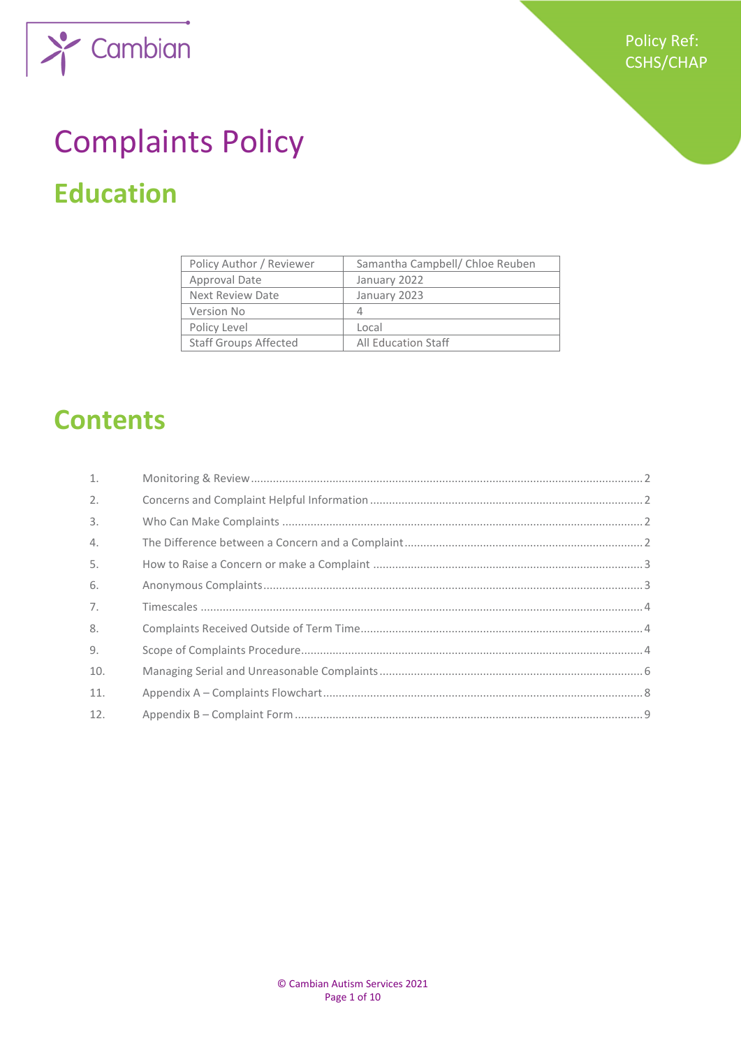Cambian

Policy Ref: CSHS/CHAP

# Complaints Policy

## Education

| Policy Author / Reviewer | Samantha Campbell/ Chloe Reuben |
|---|---|
| Approval Date | January 2022 |
| Next Review Date | January 2023 |
| Version No | 4 |
| Policy Level | Local |
| Staff Groups Affected | All Education Staff |

## Contents

1. Monitoring & Review ........ 2
2. Concerns and Complaint Helpful Information ........ 2
3. Who Can Make Complaints ........ 2
4. The Difference between a Concern and a Complaint ........ 2
5. How to Raise a Concern or make a Complaint ........ 3
6. Anonymous Complaints ........ 3
7. Timescales ........ 4
8. Complaints Received Outside of Term Time ........ 4
9. Scope of Complaints Procedure ........ 4
10. Managing Serial and Unreasonable Complaints ........ 6
11. Appendix A – Complaints Flowchart ........ 8
12. Appendix B – Complaint Form ........ 9

© Cambian Autism Services 2021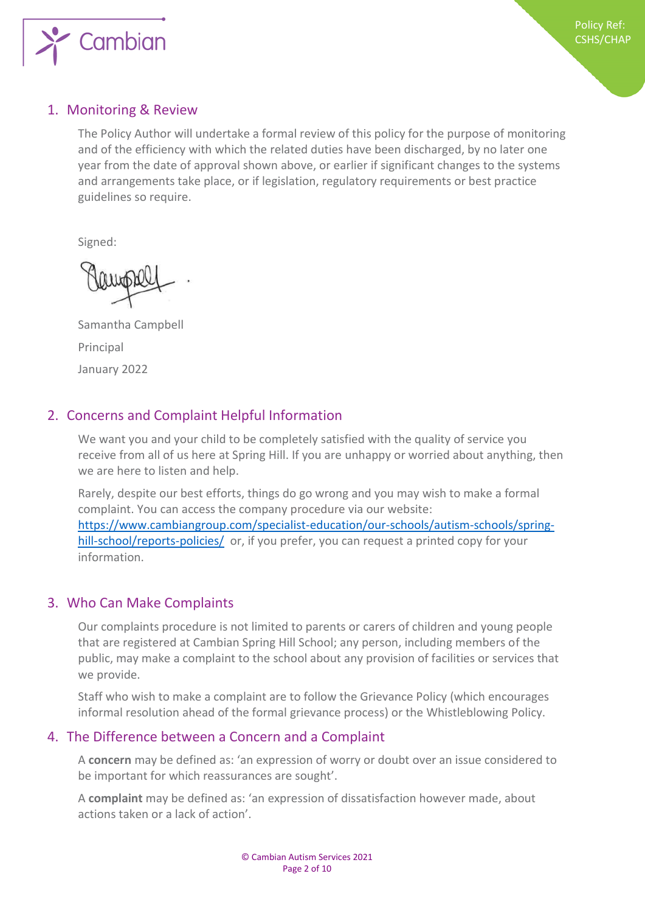## 1. Monitoring & Review

The Policy Author will undertake a formal review of this policy for the purpose of monitoring and of the efficiency with which the related duties have been discharged, by no later one year from the date of approval shown above, or earlier if significant changes to the systems and arrangements take place, or if legislation, regulatory requirements or best practice guidelines so require.

Signed:

Samantha Campbell

Principal

January 2022

## 2. Concerns and Complaint Helpful Information

We want you and your child to be completely satisfied with the quality of service you receive from all of us here at Spring Hill. If you are unhappy or worried about anything, then we are here to listen and help.

Rarely, despite our best efforts, things do go wrong and you may wish to make a formal complaint. You can access the company procedure via our website: https://www.cambiangroup.com/specialist-education/our-schools/autism-schools/spring-hill-school/reports-policies/ or, if you prefer, you can request a printed copy for your information.

## 3. Who Can Make Complaints

Our complaints procedure is not limited to parents or carers of children and young people that are registered at Cambian Spring Hill School; any person, including members of the public, may make a complaint to the school about any provision of facilities or services that we provide.

Staff who wish to make a complaint are to follow the Grievance Policy (which encourages informal resolution ahead of the formal grievance process) or the Whistleblowing Policy.

## 4. The Difference between a Concern and a Complaint

A **concern** may be defined as: 'an expression of worry or doubt over an issue considered to be important for which reassurances are sought'.

A **complaint** may be defined as: 'an expression of dissatisfaction however made, about actions taken or a lack of action'.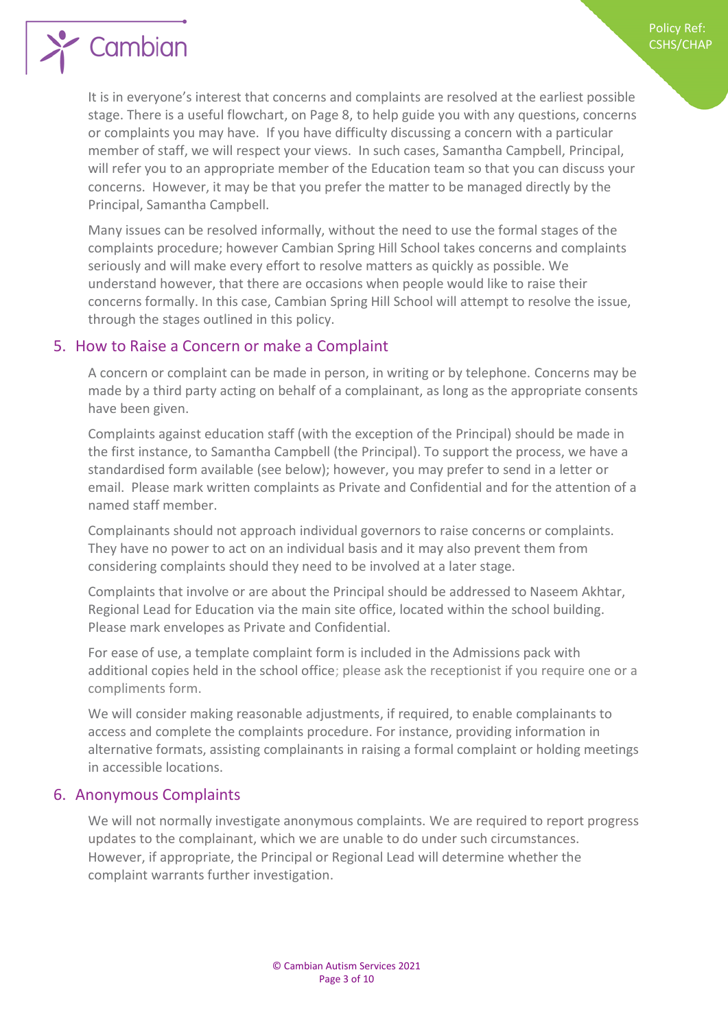It is in everyone's interest that concerns and complaints are resolved at the earliest possible stage. There is a useful flowchart, on Page 8, to help guide you with any questions, concerns or complaints you may have. If you have difficulty discussing a concern with a particular member of staff, we will respect your views. In such cases, Samantha Campbell, Principal, will refer you to an appropriate member of the Education team so that you can discuss your concerns. However, it may be that you prefer the matter to be managed directly by the Principal, Samantha Campbell.

Many issues can be resolved informally, without the need to use the formal stages of the complaints procedure; however Cambian Spring Hill School takes concerns and complaints seriously and will make every effort to resolve matters as quickly as possible. We understand however, that there are occasions when people would like to raise their concerns formally. In this case, Cambian Spring Hill School will attempt to resolve the issue, through the stages outlined in this policy.

## 5. How to Raise a Concern or make a Complaint

A concern or complaint can be made in person, in writing or by telephone. Concerns may be made by a third party acting on behalf of a complainant, as long as the appropriate consents have been given.

Complaints against education staff (with the exception of the Principal) should be made in the first instance, to Samantha Campbell (the Principal). To support the process, we have a standardised form available (see below); however, you may prefer to send in a letter or email. Please mark written complaints as Private and Confidential and for the attention of a named staff member.

Complainants should not approach individual governors to raise concerns or complaints. They have no power to act on an individual basis and it may also prevent them from considering complaints should they need to be involved at a later stage.

Complaints that involve or are about the Principal should be addressed to Naseem Akhtar, Regional Lead for Education via the main site office, located within the school building. Please mark envelopes as Private and Confidential.

For ease of use, a template complaint form is included in the Admissions pack with additional copies held in the school office; please ask the receptionist if you require one or a compliments form.

We will consider making reasonable adjustments, if required, to enable complainants to access and complete the complaints procedure. For instance, providing information in alternative formats, assisting complainants in raising a formal complaint or holding meetings in accessible locations.

## 6. Anonymous Complaints

We will not normally investigate anonymous complaints. We are required to report progress updates to the complainant, which we are unable to do under such circumstances. However, if appropriate, the Principal or Regional Lead will determine whether the complaint warrants further investigation.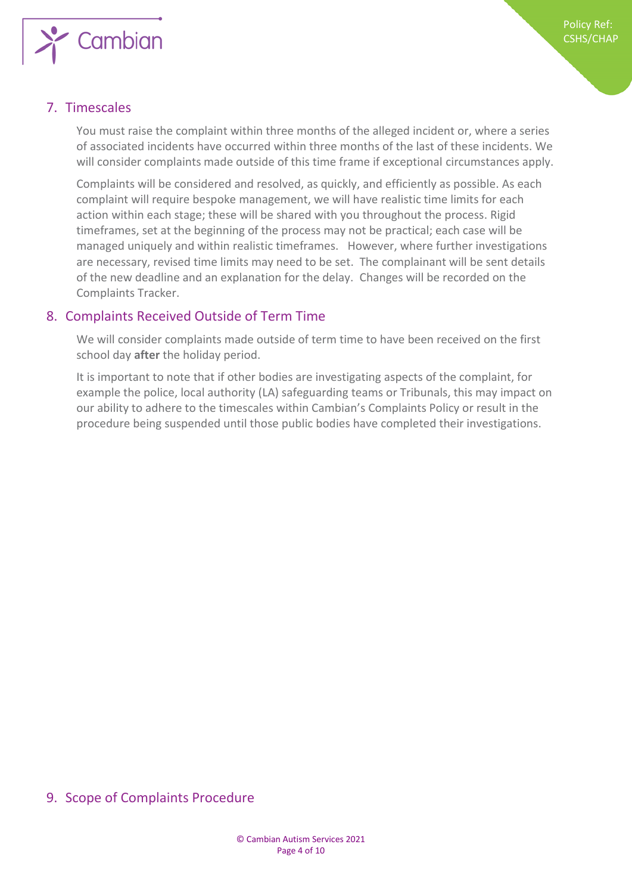## 7. Timescales

You must raise the complaint within three months of the alleged incident or, where a series of associated incidents have occurred within three months of the last of these incidents. We will consider complaints made outside of this time frame if exceptional circumstances apply.

Complaints will be considered and resolved, as quickly, and efficiently as possible. As each complaint will require bespoke management, we will have realistic time limits for each action within each stage; these will be shared with you throughout the process. Rigid timeframes, set at the beginning of the process may not be practical; each case will be managed uniquely and within realistic timeframes. However, where further investigations are necessary, revised time limits may need to be set. The complainant will be sent details of the new deadline and an explanation for the delay. Changes will be recorded on the Complaints Tracker.

## 8. Complaints Received Outside of Term Time

We will consider complaints made outside of term time to have been received on the first school day **after** the holiday period.

It is important to note that if other bodies are investigating aspects of the complaint, for example the police, local authority (LA) safeguarding teams or Tribunals, this may impact on our ability to adhere to the timescales within Cambian's Complaints Policy or result in the procedure being suspended until those public bodies have completed their investigations.

## 9. Scope of Complaints Procedure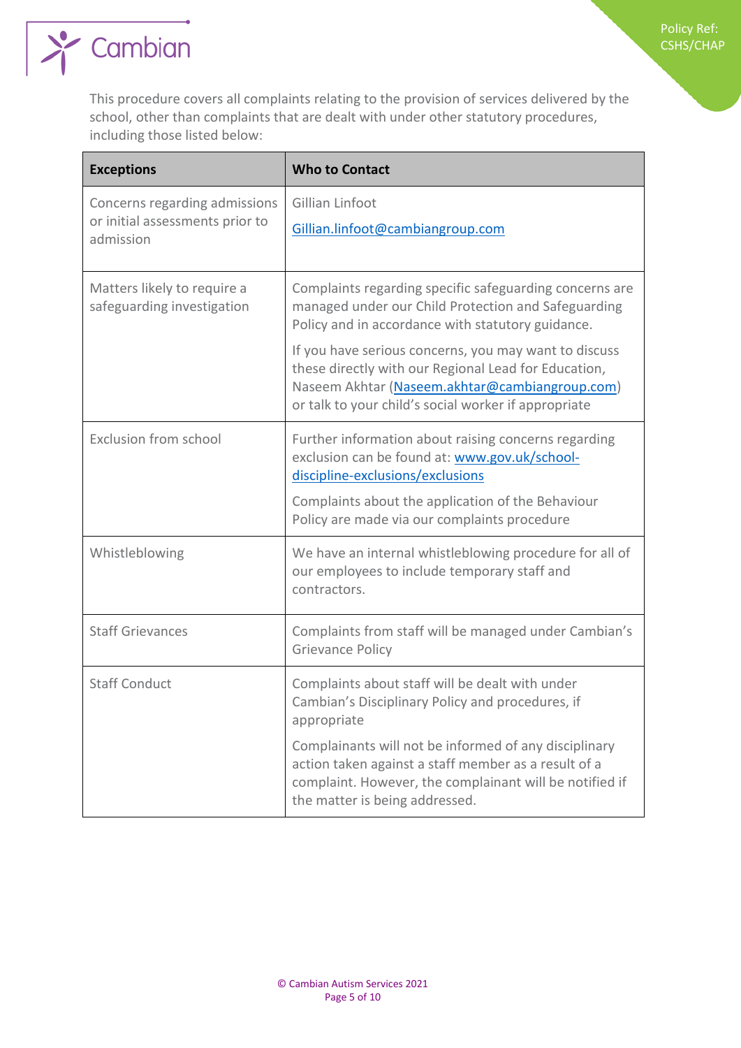This procedure covers all complaints relating to the provision of services delivered by the school, other than complaints that are dealt with under other statutory procedures, including those listed below:

| Exceptions | Who to Contact |
|---|---|
| Concerns regarding admissions or initial assessments prior to admission | Gillian Linfoot<br><br>Gillian.linfoot@cambiangroup.com |
| Matters likely to require a safeguarding investigation | Complaints regarding specific safeguarding concerns are managed under our Child Protection and Safeguarding Policy and in accordance with statutory guidance.<br><br>If you have serious concerns, you may want to discuss these directly with our Regional Lead for Education, Naseem Akhtar (Naseem.akhtar@cambiangroup.com) or talk to your child's social worker if appropriate |
| Exclusion from school | Further information about raising concerns regarding exclusion can be found at: www.gov.uk/school-discipline-exclusions/exclusions<br><br>Complaints about the application of the Behaviour Policy are made via our complaints procedure |
| Whistleblowing | We have an internal whistleblowing procedure for all of our employees to include temporary staff and contractors. |
| Staff Grievances | Complaints from staff will be managed under Cambian's Grievance Policy |
| Staff Conduct | Complaints about staff will be dealt with under Cambian's Disciplinary Policy and procedures, if appropriate<br><br>Complainants will not be informed of any disciplinary action taken against a staff member as a result of a complaint. However, the complainant will be notified if the matter is being addressed. |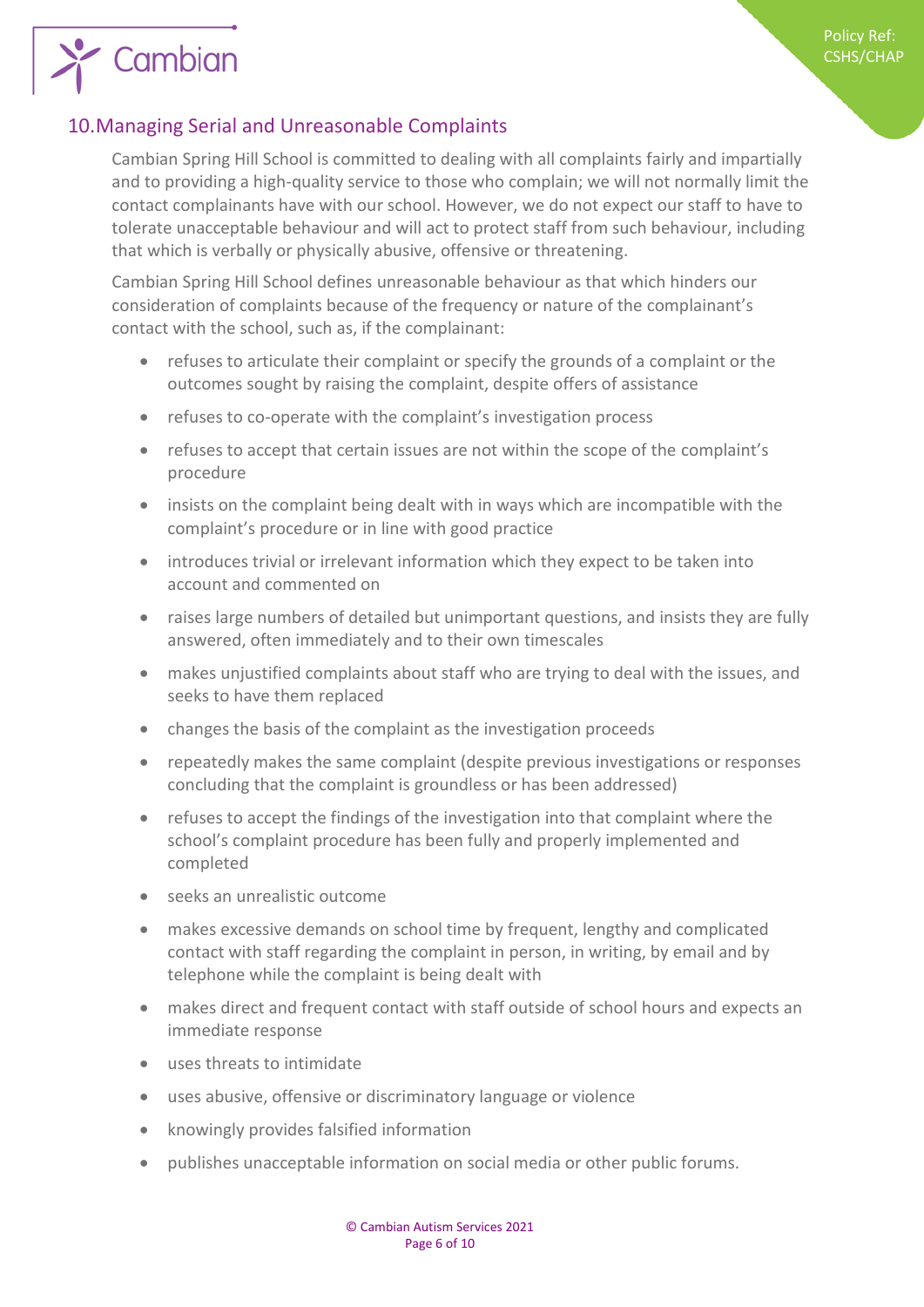## 10. Managing Serial and Unreasonable Complaints

Cambian Spring Hill School is committed to dealing with all complaints fairly and impartially and to providing a high-quality service to those who complain; we will not normally limit the contact complainants have with our school. However, we do not expect our staff to have to tolerate unacceptable behaviour and will act to protect staff from such behaviour, including that which is verbally or physically abusive, offensive or threatening.

Cambian Spring Hill School defines unreasonable behaviour as that which hinders our consideration of complaints because of the frequency or nature of the complainant's contact with the school, such as, if the complainant:

- refuses to articulate their complaint or specify the grounds of a complaint or the outcomes sought by raising the complaint, despite offers of assistance
- refuses to co-operate with the complaint's investigation process
- refuses to accept that certain issues are not within the scope of the complaint's procedure
- insists on the complaint being dealt with in ways which are incompatible with the complaint's procedure or in line with good practice
- introduces trivial or irrelevant information which they expect to be taken into account and commented on
- raises large numbers of detailed but unimportant questions, and insists they are fully answered, often immediately and to their own timescales
- makes unjustified complaints about staff who are trying to deal with the issues, and seeks to have them replaced
- changes the basis of the complaint as the investigation proceeds
- repeatedly makes the same complaint (despite previous investigations or responses concluding that the complaint is groundless or has been addressed)
- refuses to accept the findings of the investigation into that complaint where the school's complaint procedure has been fully and properly implemented and completed
- seeks an unrealistic outcome
- makes excessive demands on school time by frequent, lengthy and complicated contact with staff regarding the complaint in person, in writing, by email and by telephone while the complaint is being dealt with
- makes direct and frequent contact with staff outside of school hours and expects an immediate response
- uses threats to intimidate
- uses abusive, offensive or discriminatory language or violence
- knowingly provides falsified information
- publishes unacceptable information on social media or other public forums.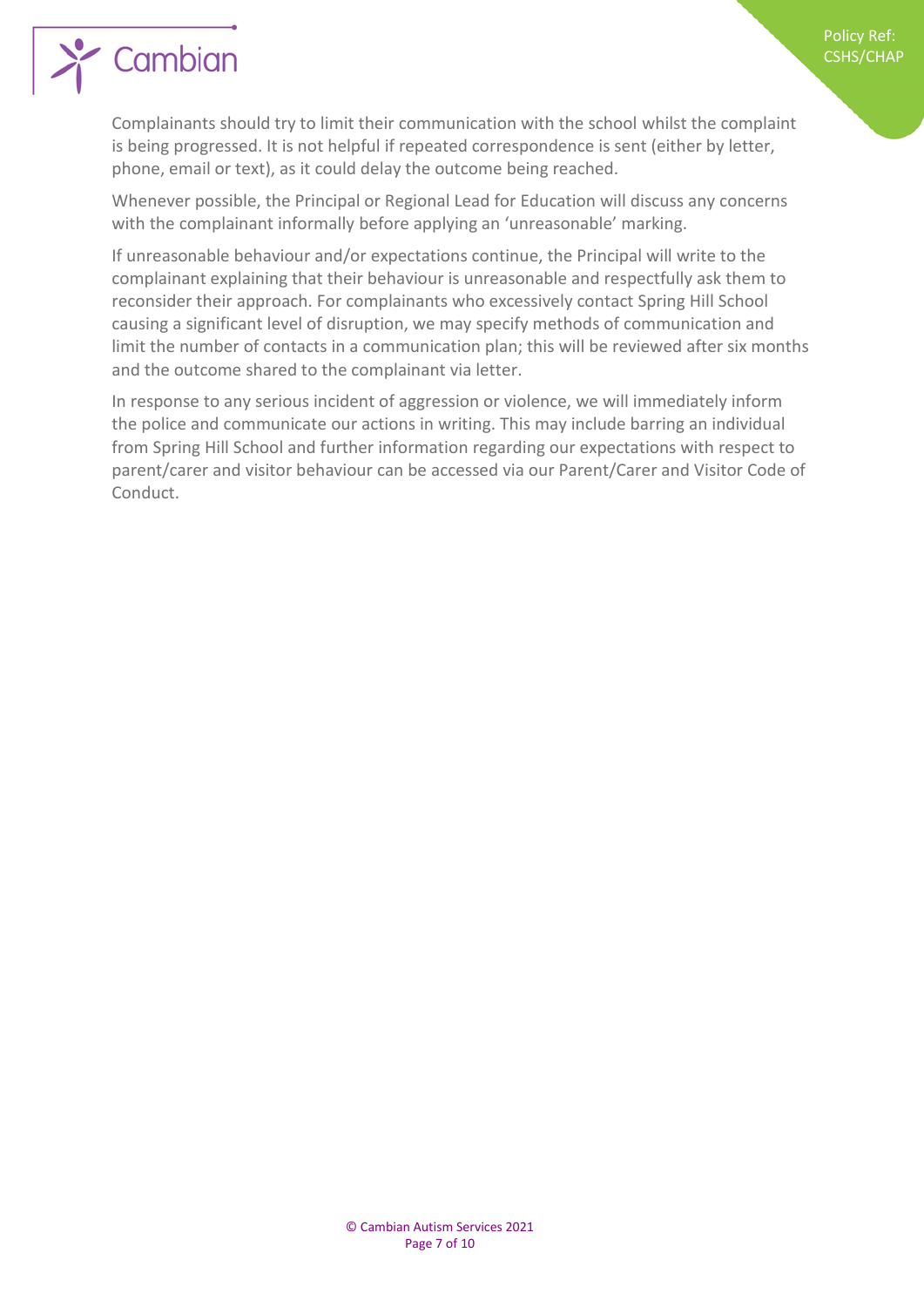Complainants should try to limit their communication with the school whilst the complaint is being progressed. It is not helpful if repeated correspondence is sent (either by letter, phone, email or text), as it could delay the outcome being reached.

Whenever possible, the Principal or Regional Lead for Education will discuss any concerns with the complainant informally before applying an 'unreasonable' marking.

If unreasonable behaviour and/or expectations continue, the Principal will write to the complainant explaining that their behaviour is unreasonable and respectfully ask them to reconsider their approach. For complainants who excessively contact Spring Hill School causing a significant level of disruption, we may specify methods of communication and limit the number of contacts in a communication plan; this will be reviewed after six months and the outcome shared to the complainant via letter.

In response to any serious incident of aggression or violence, we will immediately inform the police and communicate our actions in writing. This may include barring an individual from Spring Hill School and further information regarding our expectations with respect to parent/carer and visitor behaviour can be accessed via our Parent/Carer and Visitor Code of Conduct.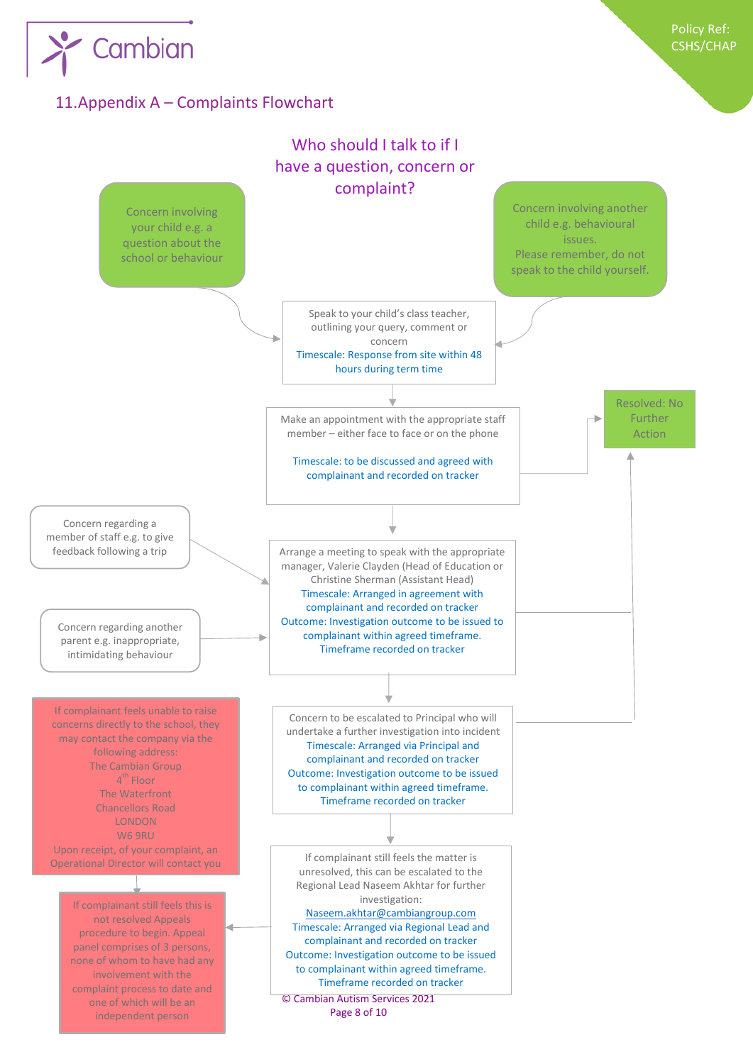## 11. Appendix A – Complaints Flowchart

### Who should I talk to if I have a question, concern or complaint?

Concern involving your child e.g. a question about the school or behaviour

Concern involving another child e.g. behavioural issues. Please remember, do not speak to the child yourself.

Speak to your child's class teacher, outlining your query, comment or concern
Timescale: Response from site within 48 hours during term time

Make an appointment with the appropriate staff member – either face to face or on the phone

Timescale: to be discussed and agreed with complainant and recorded on tracker

Resolved: No Further Action

Concern regarding a member of staff e.g. to give feedback following a trip

Concern regarding another parent e.g. inappropriate, intimidating behaviour

Arrange a meeting to speak with the appropriate manager, Valerie Clayden (Head of Education or Christine Sherman (Assistant Head)
Timescale: Arranged in agreement with complainant and recorded on tracker
Outcome: Investigation outcome to be issued to complainant within agreed timeframe. Timeframe recorded on tracker

Concern to be escalated to Principal who will undertake a further investigation into incident
Timescale: Arranged via Principal and complainant and recorded on tracker
Outcome: Investigation outcome to be issued to complainant within agreed timeframe. Timeframe recorded on tracker

If complainant still feels the matter is unresolved, this can be escalated to the Regional Lead Naseem Akhtar for further investigation:
Naseem.akhtar@cambiangroup.com
Timescale: Arranged via Regional Lead and complainant and recorded on tracker
Outcome: Investigation outcome to be issued to complainant within agreed timeframe. Timeframe recorded on tracker

If complainant feels unable to raise concerns directly to the school, they may contact the company via the following address:
The Cambian Group
4th Floor
The Waterfront
Chancellors Road
LONDON
W6 9RU
Upon receipt, of your complaint, an Operational Director will contact you

If complainant still feels this is not resolved Appeals procedure to begin. Appeal panel comprises of 3 persons, none of whom to have had any involvement with the complaint process to date and one of which will be an independent person

© Cambian Autism Services 2021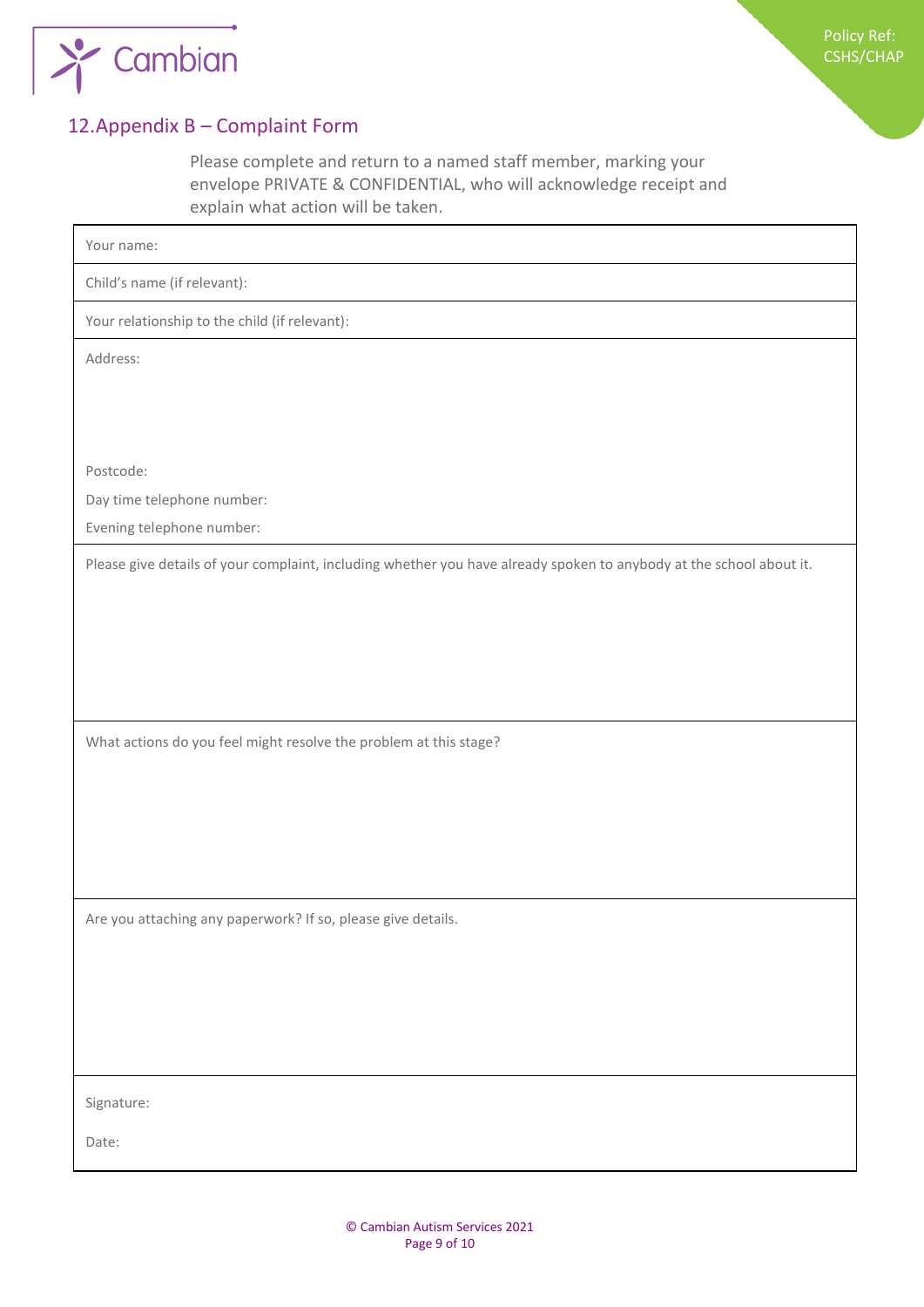## 12. Appendix B – Complaint Form

Please complete and return to a named staff member, marking your envelope PRIVATE & CONFIDENTIAL, who will acknowledge receipt and explain what action will be taken.

| Your name: |
|---|
| Child's name (if relevant): |
| Your relationship to the child (if relevant): |
| Address:<br><br><br><br>Postcode:<br>Day time telephone number:<br>Evening telephone number: |
| Please give details of your complaint, including whether you have already spoken to anybody at the school about it.<br><br><br><br> |
| What actions do you feel might resolve the problem at this stage?<br><br><br><br> |
| Are you attaching any paperwork? If so, please give details.<br><br><br><br> |
| Signature:<br><br>Date: |